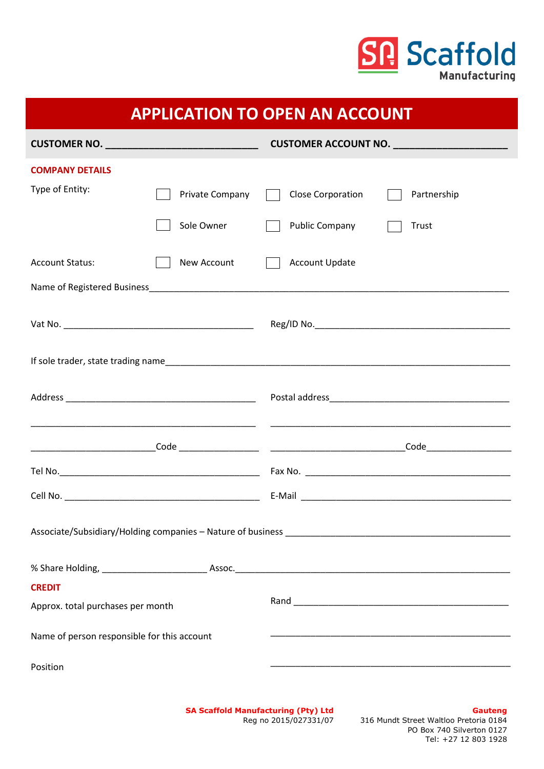SA Scaffold Manufacturing

# APPLICATION TO OPEN AN ACCOUNT

**CUSTOMER NO.** ___________________________ **CUSTOMER ACCOUNT NO.** ____________________

## COMPANY DETAILS

Type of Entity: ☐ Private Company ☐ Close Corporation ☐ Partnership

☐ Sole Owner ☐ Public Company ☐ Trust

Account Status: ☐ New Account ☐ Account Update

Name of Registered Business______________________________________________________________________

Vat No. ________________________________________ Reg/ID No.________________________________________

If sole trader, state trading name______________________________________________________________

Address ________________________________________ Postal address____________________________________

_______________________________________________ _______________________________________________

__________________________Code ________________ __________________________Code_________________

Tel No.__________________________________________ Fax No. ___________________________________________

Cell No. _________________________________________ E-Mail ___________________________________________

Associate/Subsidiary/Holding companies – Nature of business _______________________________________

% Share Holding, _____________________ Assoc.____________________________________________________

## CREDIT

Approx. total purchases per month Rand ___________________________________________

Name of person responsible for this account _______________________________________________

Position _______________________________________________

**SA Scaffold Manufacturing (Pty) Ltd**
Reg no 2015/027331/07

**Gauteng**
316 Mundt Street Waltloo Pretoria 0184
PO Box 740 Silverton 0127
Tel: +27 12 803 1928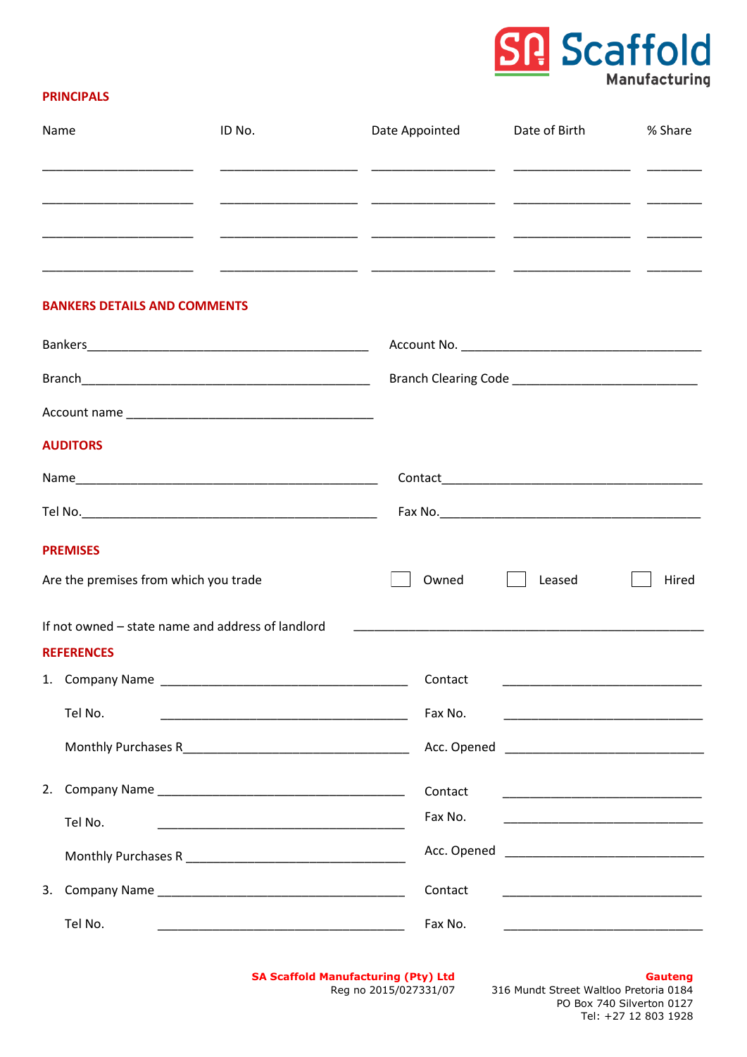## PRINCIPALS

| Name | ID No. | Date Appointed | Date of Birth | % Share |
|---|---|---|---|---|
| ______________________ | ____________________ | __________________ | _________________ | ________ |
| ______________________ | ____________________ | __________________ | _________________ | ________ |
| ______________________ | ____________________ | __________________ | _________________ | ________ |
| ______________________ | ____________________ | __________________ | _________________ | ________ |

## BANKERS DETAILS AND COMMENTS

Bankers_____________________________________________ Account No. ____________________________________

Branch______________________________________________ Branch Clearing Code ___________________________

Account name ____________________________________

## AUDITORS

Name_______________________________________________ Contact_________________________________________

Tel No.____________________________________________ Fax No._________________________________________

## PREMISES

Are the premises from which you trade ☐ Owned ☐ Leased ☐ Hired

If not owned – state name and address of landlord ____________________________________________________

## REFERENCES

1. Company Name ____________________________________ Contact _____________________________

   Tel No. ____________________________________ Fax No. _____________________________

   Monthly Purchases R________________________________ Acc. Opened _____________________________

2. Company Name ____________________________________ Contact _____________________________

   Tel No. ____________________________________ Fax No. _____________________________

   Monthly Purchases R ________________________________ Acc. Opened _____________________________

3. Company Name ____________________________________ Contact _____________________________

   Tel No. ____________________________________ Fax No. _____________________________

**SA Scaffold Manufacturing (Pty) Ltd**
Reg no 2015/027331/07

**Gauteng**
316 Mundt Street Waltloo Pretoria 0184
PO Box 740 Silverton 0127
Tel: +27 12 803 1928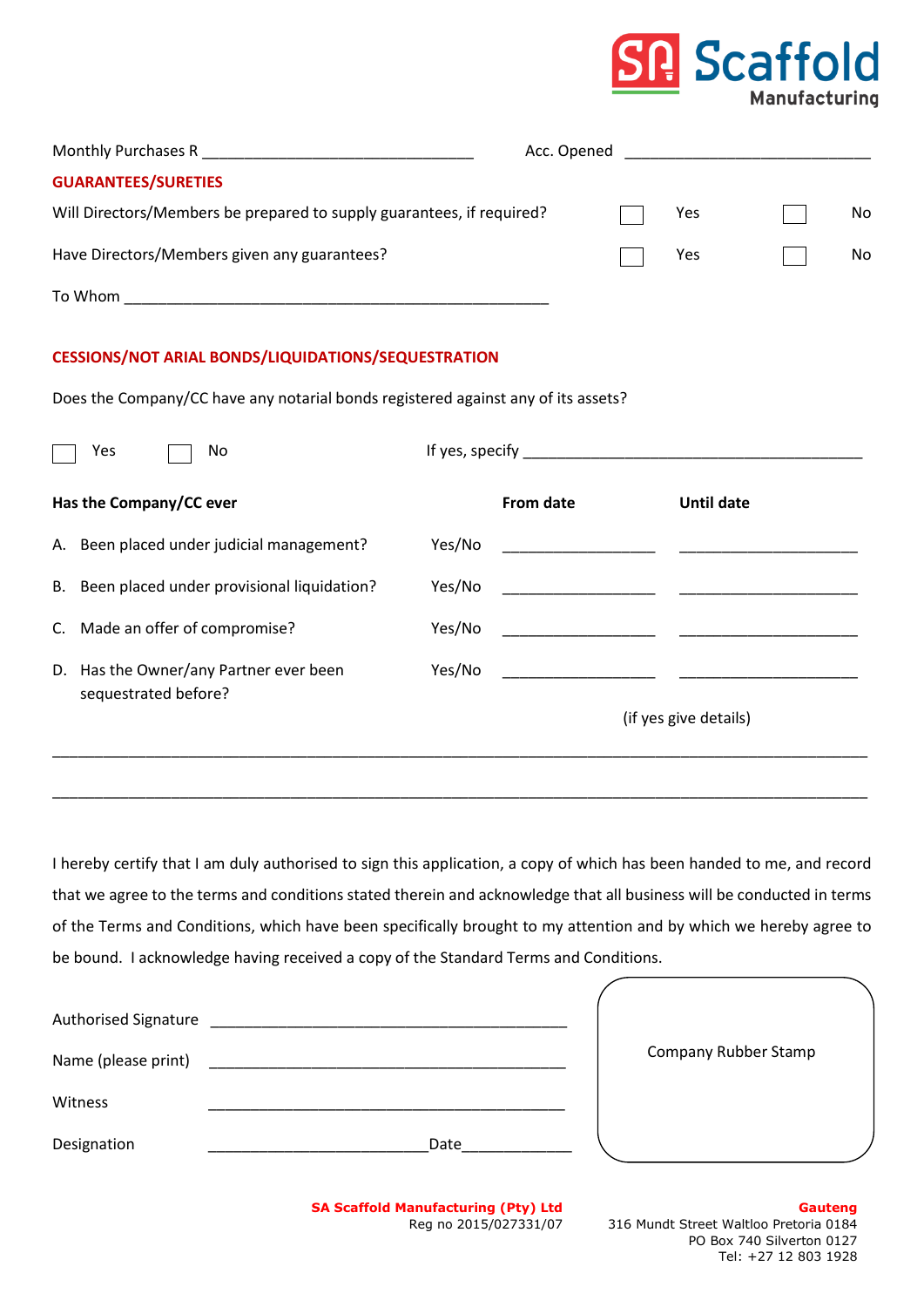Monthly Purchases R ________________________________ Acc. Opened ______________________________

**GUARANTEES/SURETIES**

Will Directors/Members be prepared to supply guarantees, if required? ☐ Yes ☐ No

Have Directors/Members given any guarantees? ☐ Yes ☐ No

To Whom ____________________________________________________

**CESSIONS/NOT ARIAL BONDS/LIQUIDATIONS/SEQUESTRATION**

Does the Company/CC have any notarial bonds registered against any of its assets?

☐ Yes ☐ No If yes, specify ___________________________________________

| Has the Company/CC ever | | From date | Until date |
|---|---|---|---|
| A. Been placed under judicial management? | Yes/No | __________________ | ______________________ |
| B. Been placed under provisional liquidation? | Yes/No | __________________ | ______________________ |
| C. Made an offer of compromise? | Yes/No | __________________ | ______________________ |
| D. Has the Owner/any Partner ever been sequestrated before? | Yes/No | __________________ | ______________________ |

(if yes give details)

_______________________________________________________________________________________________

_______________________________________________________________________________________________

I hereby certify that I am duly authorised to sign this application, a copy of which has been handed to me, and record that we agree to the terms and conditions stated therein and acknowledge that all business will be conducted in terms of the Terms and Conditions, which have been specifically brought to my attention and by which we hereby agree to be bound. I acknowledge having received a copy of the Standard Terms and Conditions.

Authorised Signature ___________________________________________

Name (please print) ___________________________________________

Witness ___________________________________________

Designation __________________________Date_____________

Company Rubber Stamp

**SA Scaffold Manufacturing (Pty) Ltd**
Reg no 2015/027331/07

**Gauteng**
316 Mundt Street Waltloo Pretoria 0184
PO Box 740 Silverton 0127
Tel: +27 12 803 1928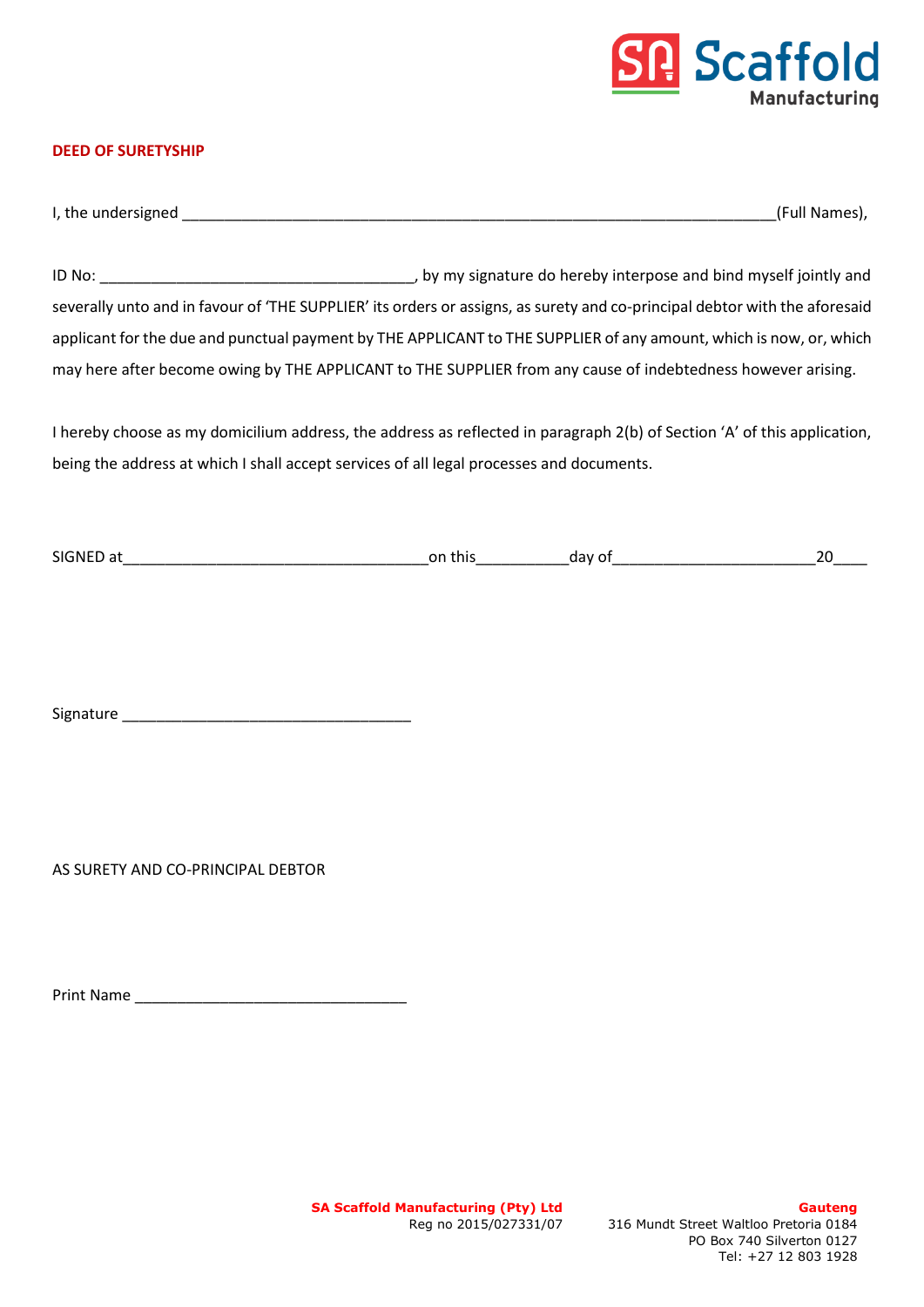## DEED OF SURETYSHIP

I, the undersigned ___________________________________________________________________________(Full Names),

ID No: _______________________________________, by my signature do hereby interpose and bind myself jointly and severally unto and in favour of 'THE SUPPLIER' its orders or assigns, as surety and co-principal debtor with the aforesaid applicant for the due and punctual payment by THE APPLICANT to THE SUPPLIER of any amount, which is now, or, which may here after become owing by THE APPLICANT to THE SUPPLIER from any cause of indebtedness however arising.

I hereby choose as my domicilium address, the address as reflected in paragraph 2(b) of Section 'A' of this application, being the address at which I shall accept services of all legal processes and documents.

SIGNED at_____________________________________on this___________day of_________________________20____

Signature ___________________________________

AS SURETY AND CO-PRINCIPAL DEBTOR

Print Name _________________________________

**SA Scaffold Manufacturing (Pty) Ltd**
Reg no 2015/027331/07

**Gauteng**
316 Mundt Street Waltloo Pretoria 0184
PO Box 740 Silverton 0127
Tel: +27 12 803 1928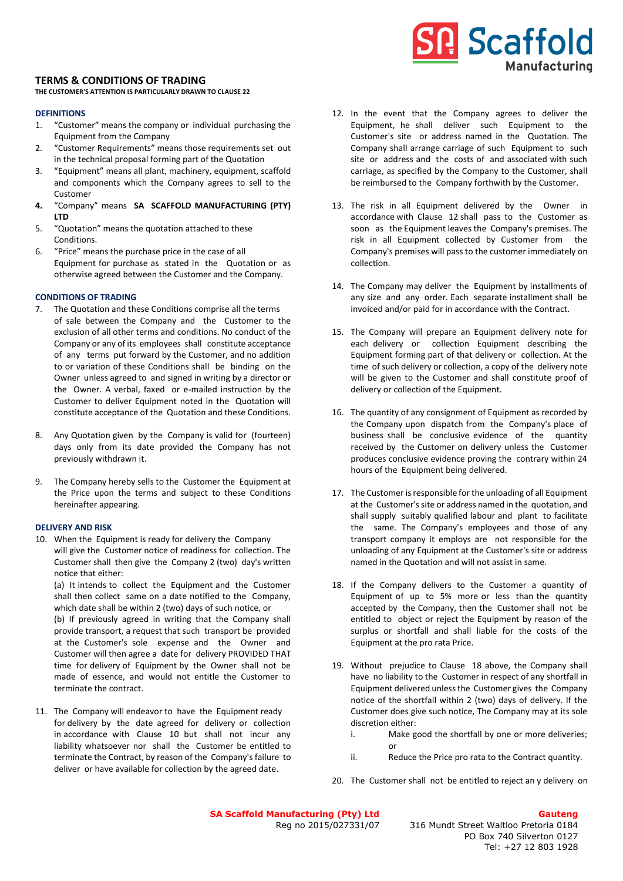# TERMS & CONDITIONS OF TRADING

**THE CUSTOMER'S ATTENTION IS PARTICULARLY DRAWN TO CLAUSE 22**

### DEFINITIONS

1. "Customer" means the company or individual purchasing the Equipment from the Company
2. "Customer Requirements" means those requirements set out in the technical proposal forming part of the Quotation
3. "Equipment" means all plant, machinery, equipment, scaffold and components which the Company agrees to sell to the Customer
4. "Company" means **SA SCAFFOLD MANUFACTURING (PTY) LTD**
5. "Quotation" means the quotation attached to these Conditions.
6. "Price" means the purchase price in the case of all Equipment for purchase as stated in the Quotation or as otherwise agreed between the Customer and the Company.

### CONDITIONS OF TRADING

7. The Quotation and these Conditions comprise all the terms of sale between the Company and the Customer to the exclusion of all other terms and conditions. No conduct of the Company or any of its employees shall constitute acceptance of any terms put forward by the Customer, and no addition to or variation of these Conditions shall be binding on the Owner unless agreed to and signed in writing by a director or the Owner. A verbal, faxed or e-mailed instruction by the Customer to deliver Equipment noted in the Quotation will constitute acceptance of the Quotation and these Conditions.

8. Any Quotation given by the Company is valid for (fourteen) days only from its date provided the Company has not previously withdrawn it.

9. The Company hereby sells to the Customer the Equipment at the Price upon the terms and subject to these Conditions hereinafter appearing.

### DELIVERY AND RISK

10. When the Equipment is ready for delivery the Company will give the Customer notice of readiness for collection. The Customer shall then give the Company 2 (two) day's written notice that either:

    (a) It intends to collect the Equipment and the Customer shall then collect same on a date notified to the Company, which date shall be within 2 (two) days of such notice, or

    (b) If previously agreed in writing that the Company shall provide transport, a request that such transport be provided at the Customer's sole expense and the Owner and Customer will then agree a date for delivery PROVIDED THAT time for delivery of Equipment by the Owner shall not be made of essence, and would not entitle the Customer to terminate the contract.

11. The Company will endeavor to have the Equipment ready for delivery by the date agreed for delivery or collection in accordance with Clause 10 but shall not incur any liability whatsoever nor shall the Customer be entitled to terminate the Contract, by reason of the Company's failure to deliver or have available for collection by the agreed date.

12. In the event that the Company agrees to deliver the Equipment, he shall deliver such Equipment to the Customer's site or address named in the Quotation. The Company shall arrange carriage of such Equipment to such site or address and the costs of and associated with such carriage, as specified by the Company to the Customer, shall be reimbursed to the Company forthwith by the Customer.

13. The risk in all Equipment delivered by the Owner in accordance with Clause 12 shall pass to the Customer as soon as the Equipment leaves the Company's premises. The risk in all Equipment collected by Customer from the Company's premises will pass to the customer immediately on collection.

14. The Company may deliver the Equipment by installments of any size and any order. Each separate installment shall be invoiced and/or paid for in accordance with the Contract.

15. The Company will prepare an Equipment delivery note for each delivery or collection Equipment describing the Equipment forming part of that delivery or collection. At the time of such delivery or collection, a copy of the delivery note will be given to the Customer and shall constitute proof of delivery or collection of the Equipment.

16. The quantity of any consignment of Equipment as recorded by the Company upon dispatch from the Company's place of business shall be conclusive evidence of the quantity received by the Customer on delivery unless the Customer produces conclusive evidence proving the contrary within 24 hours of the Equipment being delivered.

17. The Customer is responsible for the unloading of all Equipment at the Customer's site or address named in the quotation, and shall supply suitably qualified labour and plant to facilitate the same. The Company's employees and those of any transport company it employs are not responsible for the unloading of any Equipment at the Customer's site or address named in the Quotation and will not assist in same.

18. If the Company delivers to the Customer a quantity of Equipment of up to 5% more or less than the quantity accepted by the Company, then the Customer shall not be entitled to object or reject the Equipment by reason of the surplus or shortfall and shall liable for the costs of the Equipment at the pro rata Price.

19. Without prejudice to Clause 18 above, the Company shall have no liability to the Customer in respect of any shortfall in Equipment delivered unless the Customer gives the Company notice of the shortfall within 2 (two) days of delivery. If the Customer does give such notice, The Company may at its sole discretion either:

    i. Make good the shortfall by one or more deliveries; or
    ii. Reduce the Price pro rata to the Contract quantity.

20. The Customer shall not be entitled to reject an y delivery on

**SA Scaffold Manufacturing (Pty) Ltd**
Reg no 2015/027331/07

**Gauteng**
316 Mundt Street Waltloo Pretoria 0184
PO Box 740 Silverton 0127
Tel: +27 12 803 1928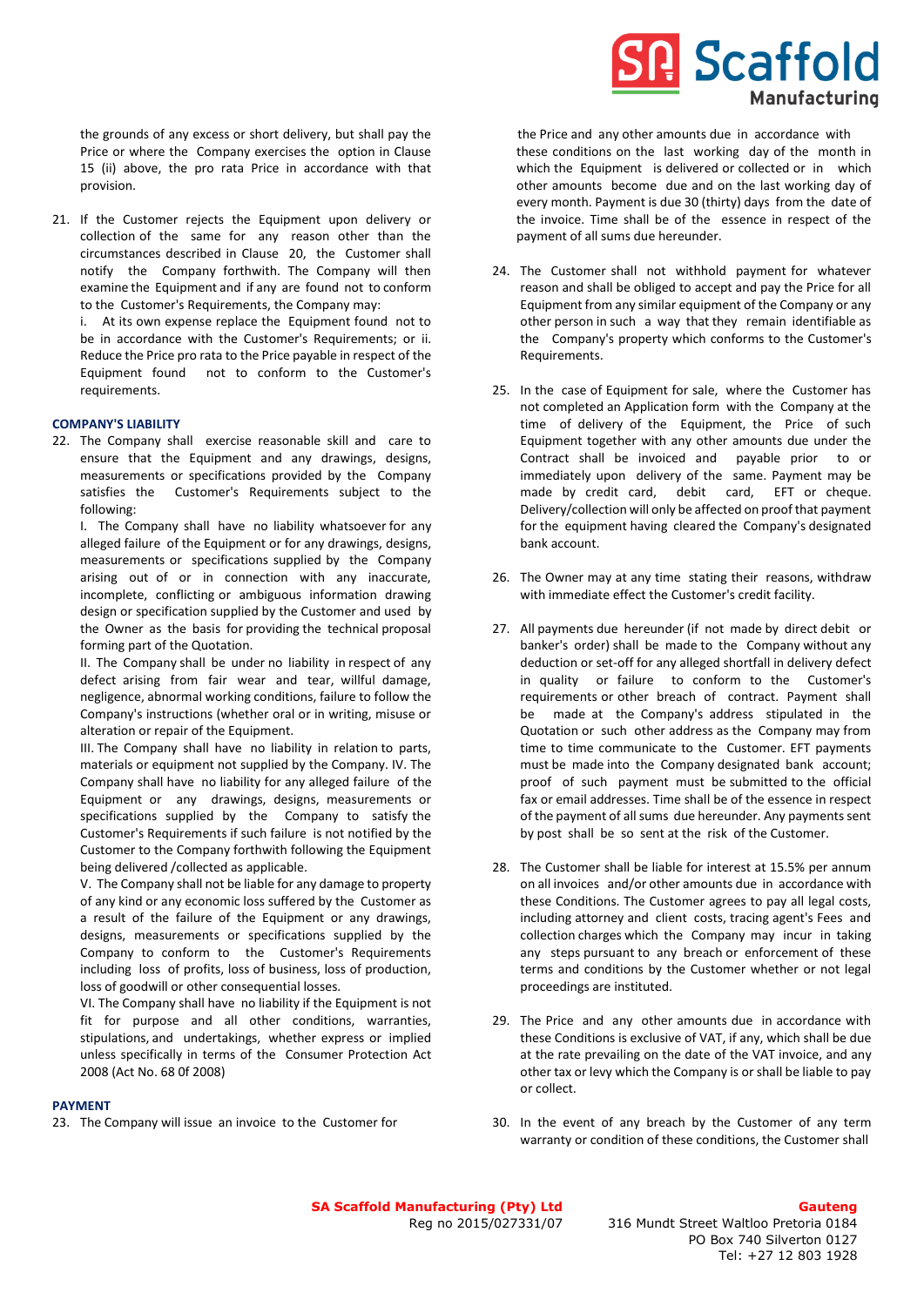the grounds of any excess or short delivery, but shall pay the Price or where the Company exercises the option in Clause 15 (ii) above, the pro rata Price in accordance with that provision.

21. If the Customer rejects the Equipment upon delivery or collection of the same for any reason other than the circumstances described in Clause 20, the Customer shall notify the Company forthwith. The Company will then examine the Equipment and if any are found not to conform to the Customer's Requirements, the Company may:
    i. At its own expense replace the Equipment found not to be in accordance with the Customer's Requirements; or ii. Reduce the Price pro rata to the Price payable in respect of the Equipment found not to conform to the Customer's requirements.

**COMPANY'S LIABILITY**

22. The Company shall exercise reasonable skill and care to ensure that the Equipment and any drawings, designs, measurements or specifications provided by the Company satisfies the Customer's Requirements subject to the following:
    I. The Company shall have no liability whatsoever for any alleged failure of the Equipment or for any drawings, designs, measurements or specifications supplied by the Company arising out of or in connection with any inaccurate, incomplete, conflicting or ambiguous information drawing design or specification supplied by the Customer and used by the Owner as the basis for providing the technical proposal forming part of the Quotation.
    II. The Company shall be under no liability in respect of any defect arising from fair wear and tear, willful damage, negligence, abnormal working conditions, failure to follow the Company's instructions (whether oral or in writing, misuse or alteration or repair of the Equipment.
    III. The Company shall have no liability in relation to parts, materials or equipment not supplied by the Company. IV. The Company shall have no liability for any alleged failure of the Equipment or any drawings, designs, measurements or specifications supplied by the Company to satisfy the Customer's Requirements if such failure is not notified by the Customer to the Company forthwith following the Equipment being delivered /collected as applicable.
    V. The Company shall not be liable for any damage to property of any kind or any economic loss suffered by the Customer as a result of the failure of the Equipment or any drawings, designs, measurements or specifications supplied by the Company to conform to the Customer's Requirements including loss of profits, loss of business, loss of production, loss of goodwill or other consequential losses.
    VI. The Company shall have no liability if the Equipment is not fit for purpose and all other conditions, warranties, stipulations, and undertakings, whether express or implied unless specifically in terms of the Consumer Protection Act 2008 (Act No. 68 0f 2008)

**PAYMENT**

23. The Company will issue an invoice to the Customer for the Price and any other amounts due in accordance with these conditions on the last working day of the month in which the Equipment is delivered or collected or in which other amounts become due and on the last working day of every month. Payment is due 30 (thirty) days from the date of the invoice. Time shall be of the essence in respect of the payment of all sums due hereunder.

24. The Customer shall not withhold payment for whatever reason and shall be obliged to accept and pay the Price for all Equipment from any similar equipment of the Company or any other person in such a way that they remain identifiable as the Company's property which conforms to the Customer's Requirements.

25. In the case of Equipment for sale, where the Customer has not completed an Application form with the Company at the time of delivery of the Equipment, the Price of such Equipment together with any other amounts due under the Contract shall be invoiced and payable prior to or immediately upon delivery of the same. Payment may be made by credit card, debit card, EFT or cheque. Delivery/collection will only be affected on proof that payment for the equipment having cleared the Company's designated bank account.

26. The Owner may at any time stating their reasons, withdraw with immediate effect the Customer's credit facility.

27. All payments due hereunder (if not made by direct debit or banker's order) shall be made to the Company without any deduction or set-off for any alleged shortfall in delivery defect in quality or failure to conform to the Customer's requirements or other breach of contract. Payment shall be made at the Company's address stipulated in the Quotation or such other address as the Company may from time to time communicate to the Customer. EFT payments must be made into the Company designated bank account; proof of such payment must be submitted to the official fax or email addresses. Time shall be of the essence in respect of the payment of all sums due hereunder. Any payments sent by post shall be so sent at the risk of the Customer.

28. The Customer shall be liable for interest at 15.5% per annum on all invoices and/or other amounts due in accordance with these Conditions. The Customer agrees to pay all legal costs, including attorney and client costs, tracing agent's Fees and collection charges which the Company may incur in taking any steps pursuant to any breach or enforcement of these terms and conditions by the Customer whether or not legal proceedings are instituted.

29. The Price and any other amounts due in accordance with these Conditions is exclusive of VAT, if any, which shall be due at the rate prevailing on the date of the VAT invoice, and any other tax or levy which the Company is or shall be liable to pay or collect.

30. In the event of any breach by the Customer of any term warranty or condition of these conditions, the Customer shall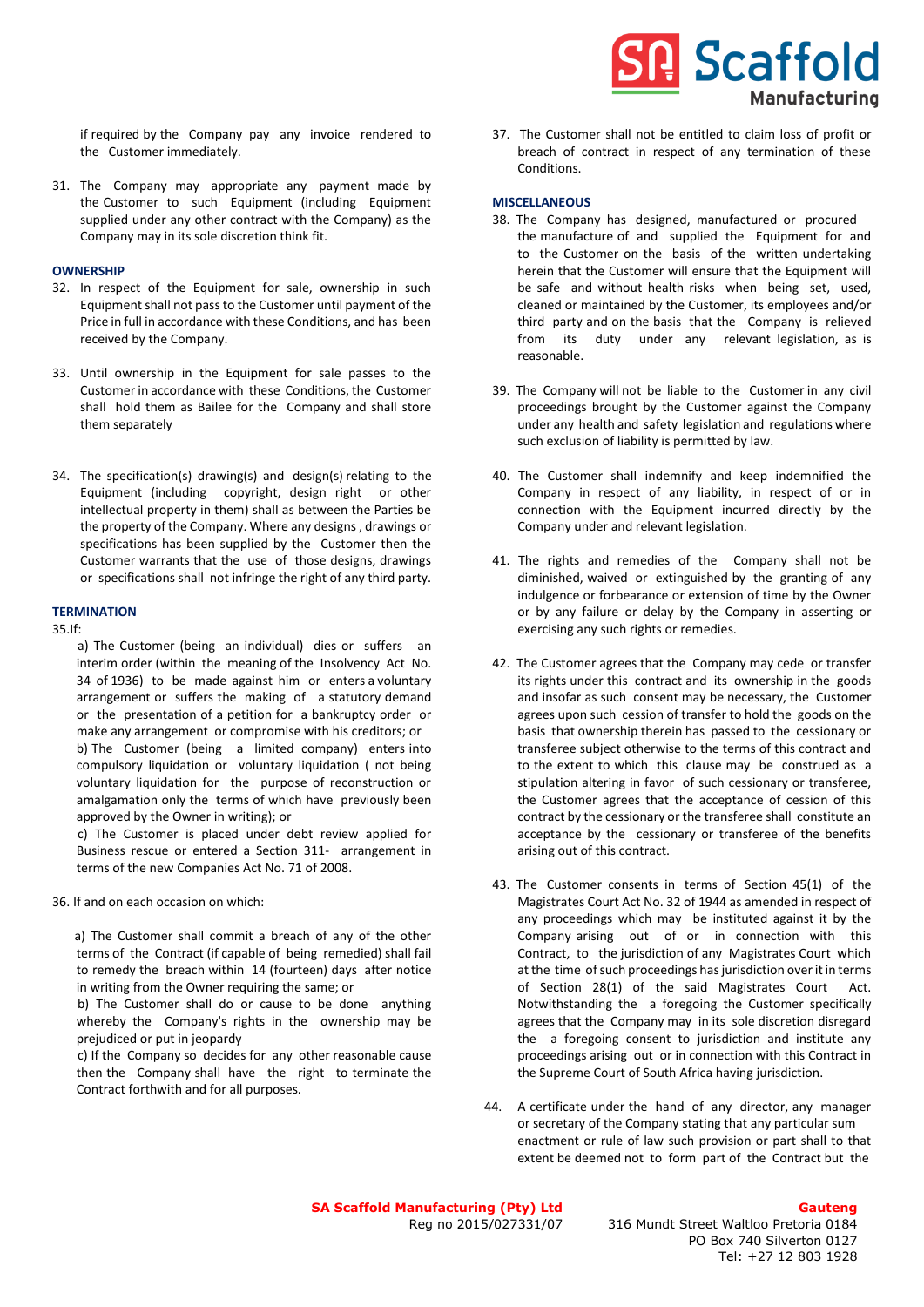if required by the Company pay any invoice rendered to the Customer immediately.

31. The Company may appropriate any payment made by the Customer to such Equipment (including Equipment supplied under any other contract with the Company) as the Company may in its sole discretion think fit.

### OWNERSHIP

32. In respect of the Equipment for sale, ownership in such Equipment shall not pass to the Customer until payment of the Price in full in accordance with these Conditions, and has been received by the Company.

33. Until ownership in the Equipment for sale passes to the Customer in accordance with these Conditions, the Customer shall hold them as Bailee for the Company and shall store them separately

34. The specification(s) drawing(s) and design(s) relating to the Equipment (including copyright, design right or other intellectual property in them) shall as between the Parties be the property of the Company. Where any designs , drawings or specifications has been supplied by the Customer then the Customer warrants that the use of those designs, drawings or specifications shall not infringe the right of any third party.

### TERMINATION

35.If:

a) The Customer (being an individual) dies or suffers an interim order (within the meaning of the Insolvency Act No. 34 of 1936) to be made against him or enters a voluntary arrangement or suffers the making of a statutory demand or the presentation of a petition for a bankruptcy order or make any arrangement or compromise with his creditors; or
b) The Customer (being a limited company) enters into compulsory liquidation or voluntary liquidation ( not being voluntary liquidation for the purpose of reconstruction or amalgamation only the terms of which have previously been approved by the Owner in writing); or
c) The Customer is placed under debt review applied for Business rescue or entered a Section 311- arrangement in terms of the new Companies Act No. 71 of 2008.

36. If and on each occasion on which:

a) The Customer shall commit a breach of any of the other terms of the Contract (if capable of being remedied) shall fail to remedy the breach within 14 (fourteen) days after notice in writing from the Owner requiring the same; or
b) The Customer shall do or cause to be done anything whereby the Company's rights in the ownership may be prejudiced or put in jeopardy
c) If the Company so decides for any other reasonable cause then the Company shall have the right to terminate the Contract forthwith and for all purposes.

37. The Customer shall not be entitled to claim loss of profit or breach of contract in respect of any termination of these Conditions.

### MISCELLANEOUS

38. The Company has designed, manufactured or procured the manufacture of and supplied the Equipment for and to the Customer on the basis of the written undertaking herein that the Customer will ensure that the Equipment will be safe and without health risks when being set, used, cleaned or maintained by the Customer, its employees and/or third party and on the basis that the Company is relieved from its duty under any relevant legislation, as is reasonable.

39. The Company will not be liable to the Customer in any civil proceedings brought by the Customer against the Company under any health and safety legislation and regulations where such exclusion of liability is permitted by law.

40. The Customer shall indemnify and keep indemnified the Company in respect of any liability, in respect of or in connection with the Equipment incurred directly by the Company under and relevant legislation.

41. The rights and remedies of the Company shall not be diminished, waived or extinguished by the granting of any indulgence or forbearance or extension of time by the Owner or by any failure or delay by the Company in asserting or exercising any such rights or remedies.

42. The Customer agrees that the Company may cede or transfer its rights under this contract and its ownership in the goods and insofar as such consent may be necessary, the Customer agrees upon such cession of transfer to hold the goods on the basis that ownership therein has passed to the cessionary or transferee subject otherwise to the terms of this contract and to the extent to which this clause may be construed as a stipulation altering in favor of such cessionary or transferee, the Customer agrees that the acceptance of cession of this contract by the cessionary or the transferee shall constitute an acceptance by the cessionary or transferee of the benefits arising out of this contract.

43. The Customer consents in terms of Section 45(1) of the Magistrates Court Act No. 32 of 1944 as amended in respect of any proceedings which may be instituted against it by the Company arising out of or in connection with this Contract, to the jurisdiction of any Magistrates Court which at the time of such proceedings has jurisdiction over it in terms of Section 28(1) of the said Magistrates Court Act. Notwithstanding the a foregoing the Customer specifically agrees that the Company may in its sole discretion disregard the a foregoing consent to jurisdiction and institute any proceedings arising out or in connection with this Contract in the Supreme Court of South Africa having jurisdiction.

44. A certificate under the hand of any director, any manager or secretary of the Company stating that any particular sum enactment or rule of law such provision or part shall to that extent be deemed not to form part of the Contract but the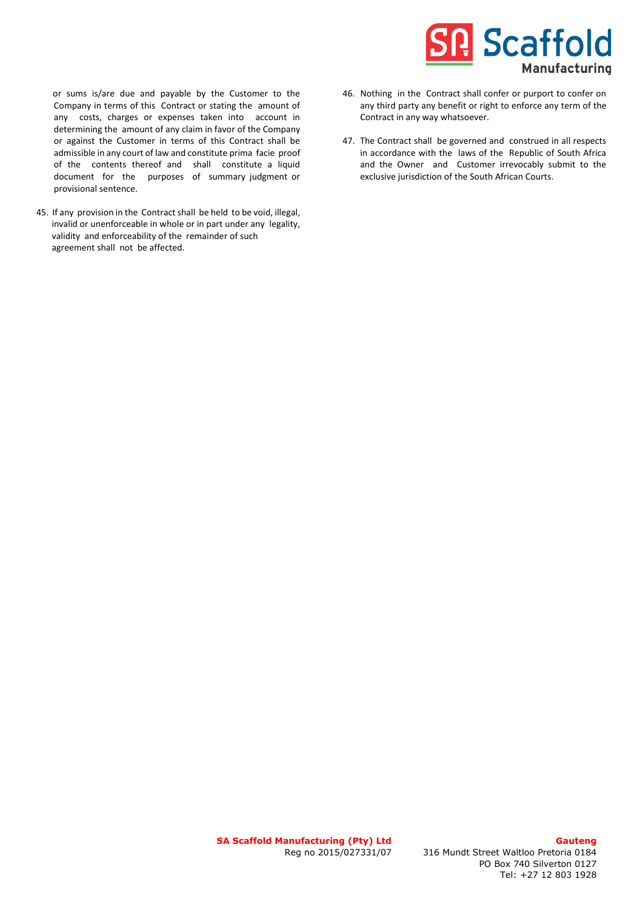or sums is/are due and payable by the Customer to the Company in terms of this Contract or stating the amount of any costs, charges or expenses taken into account in determining the amount of any claim in favor of the Company or against the Customer in terms of this Contract shall be admissible in any court of law and constitute prima facie proof of the contents thereof and shall constitute a liquid document for the purposes of summary judgment or provisional sentence.

45. If any provision in the Contract shall be held to be void, illegal, invalid or unenforceable in whole or in part under any legality, validity and enforceability of the remainder of such agreement shall not be affected.

46. Nothing in the Contract shall confer or purport to confer on any third party any benefit or right to enforce any term of the Contract in any way whatsoever.

47. The Contract shall be governed and construed in all respects in accordance with the laws of the Republic of South Africa and the Owner and Customer irrevocably submit to the exclusive jurisdiction of the South African Courts.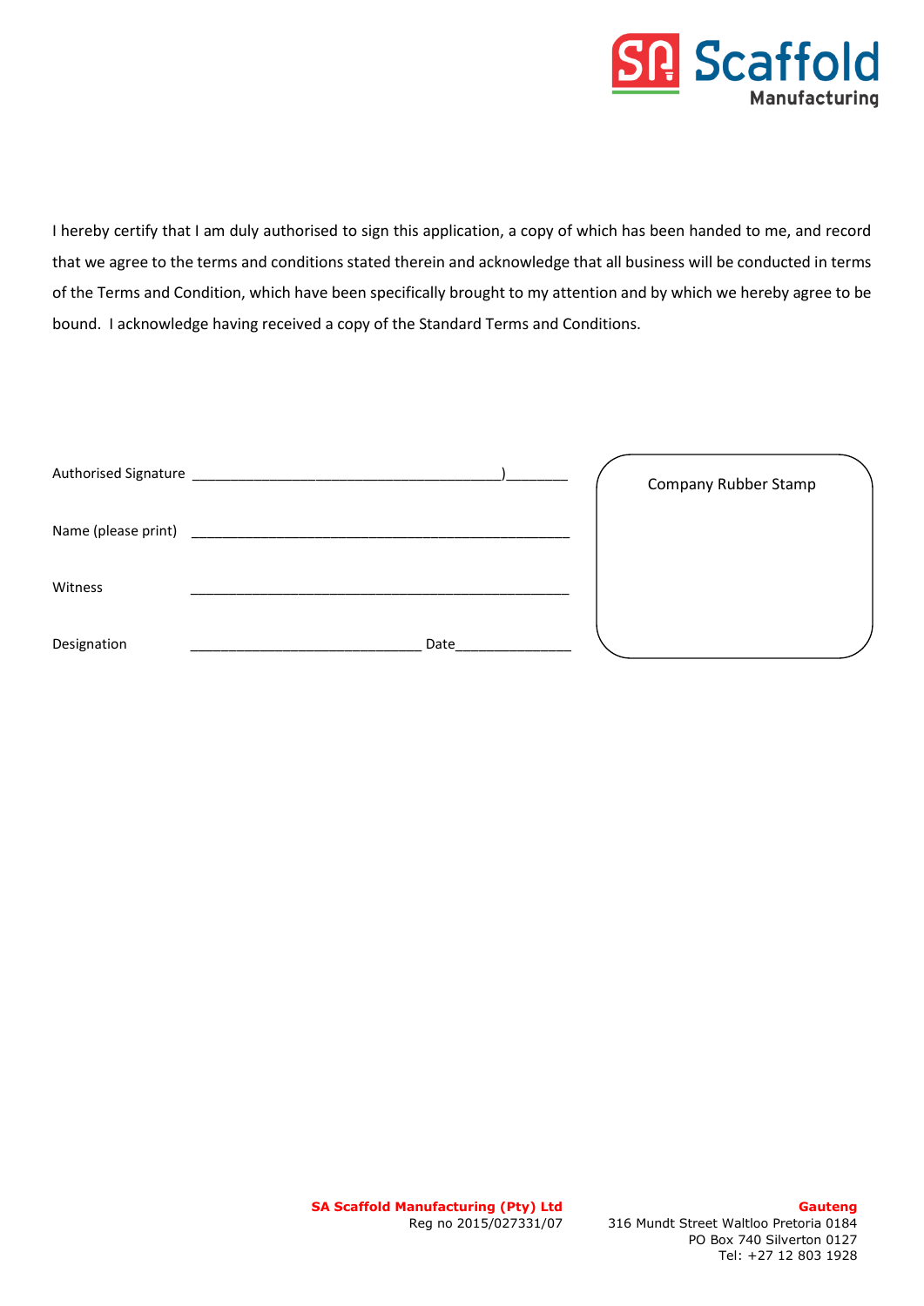SA Scaffold Manufacturing

I hereby certify that I am duly authorised to sign this application, a copy of which has been handed to me, and record that we agree to the terms and conditions stated therein and acknowledge that all business will be conducted in terms of the Terms and Condition, which have been specifically brought to my attention and by which we hereby agree to be bound. I acknowledge having received a copy of the Standard Terms and Conditions.

Authorised Signature ________________________________________)________

Name (please print) __________________________________________________

Witness __________________________________________________

Designation ______________________________ Date_______________

Company Rubber Stamp

**SA Scaffold Manufacturing (Pty) Ltd**
Reg no 2015/027331/07

**Gauteng**
316 Mundt Street Waltloo Pretoria 0184
PO Box 740 Silverton 0127
Tel: +27 12 803 1928